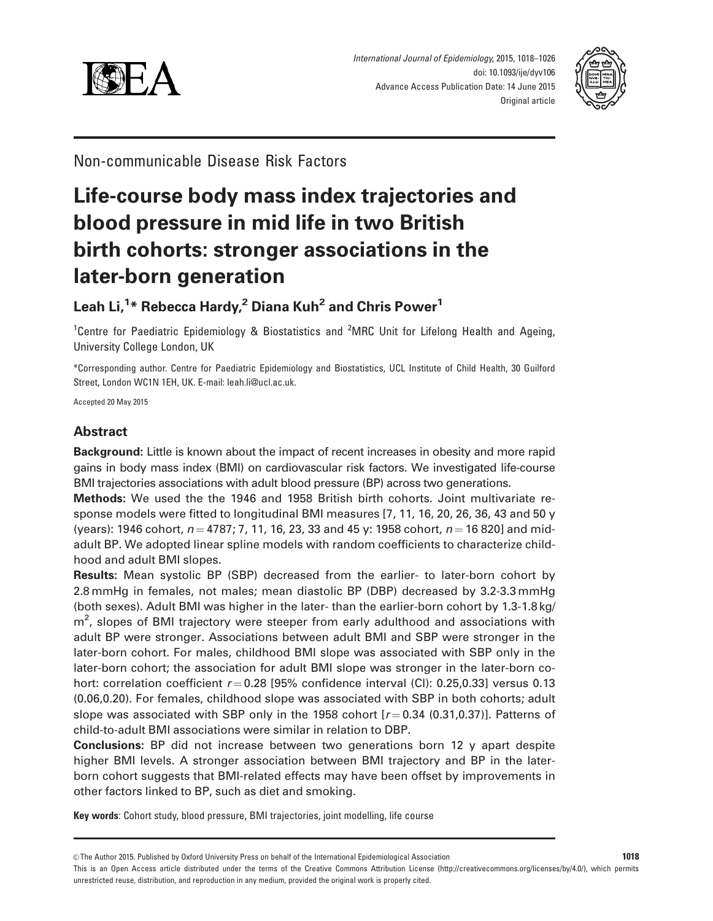Non-communicable Disease Risk Factors

# Life-course body mass index trajectories and blood pressure in mid life in two British birth cohorts: stronger associations in the later-born generation

**Leah Li,[1]* Rebecca Hardy,[2] Diana Kuh[2] and Chris Power[1]**

[1]Centre for Paediatric Epidemiology & Biostatistics and [2]MRC Unit for Lifelong Health and Ageing, University College London, UK

*Corresponding author. Centre for Paediatric Epidemiology and Biostatistics, UCL Institute of Child Health, 30 Guilford Street, London WC1N 1EH, UK. E-mail: leah.li@ucl.ac.uk.

Accepted 20 May 2015

## Abstract

**Background:** Little is known about the impact of recent increases in obesity and more rapid gains in body mass index (BMI) on cardiovascular risk factors. We investigated life-course BMI trajectories associations with adult blood pressure (BP) across two generations.

**Methods:** We used the the 1946 and 1958 British birth cohorts. Joint multivariate response models were fitted to longitudinal BMI measures [7, 11, 16, 20, 26, 36, 43 and 50 y (years): 1946 cohort, $n = 4787$; 7, 11, 16, 23, 33 and 45 y: 1958 cohort, $n = 16\,820$] and mid-adult BP. We adopted linear spline models with random coefficients to characterize childhood and adult BMI slopes.

**Results:** Mean systolic BP (SBP) decreased from the earlier- to later-born cohort by 2.8 mmHg in females, not males; mean diastolic BP (DBP) decreased by 3.2-3.3 mmHg (both sexes). Adult BMI was higher in the later- than the earlier-born cohort by 1.3-1.8 kg/m$^2$, slopes of BMI trajectory were steeper from early adulthood and associations with adult BP were stronger. Associations between adult BMI and SBP were stronger in the later-born cohort. For males, childhood BMI slope was associated with SBP only in the later-born cohort; the association for adult BMI slope was stronger in the later-born cohort: correlation coefficient $r = 0.28$ [95% confidence interval (CI): 0.25,0.33] versus 0.13 (0.06,0.20). For females, childhood slope was associated with SBP in both cohorts; adult slope was associated with SBP only in the 1958 cohort [$r = 0.34$ (0.31,0.37)]. Patterns of child-to-adult BMI associations were similar in relation to DBP.

**Conclusions:** BP did not increase between two generations born 12 y apart despite higher BMI levels. A stronger association between BMI trajectory and BP in the later-born cohort suggests that BMI-related effects may have been offset by improvements in other factors linked to BP, such as diet and smoking.

**Key words**: Cohort study, blood pressure, BMI trajectories, joint modelling, life course

© The Author 2015. Published by Oxford University Press on behalf of the International Epidemiological Association

This is an Open Access article distributed under the terms of the Creative Commons Attribution License (http://creativecommons.org/licenses/by/4.0/), which permits unrestricted reuse, distribution, and reproduction in any medium, provided the original work is properly cited.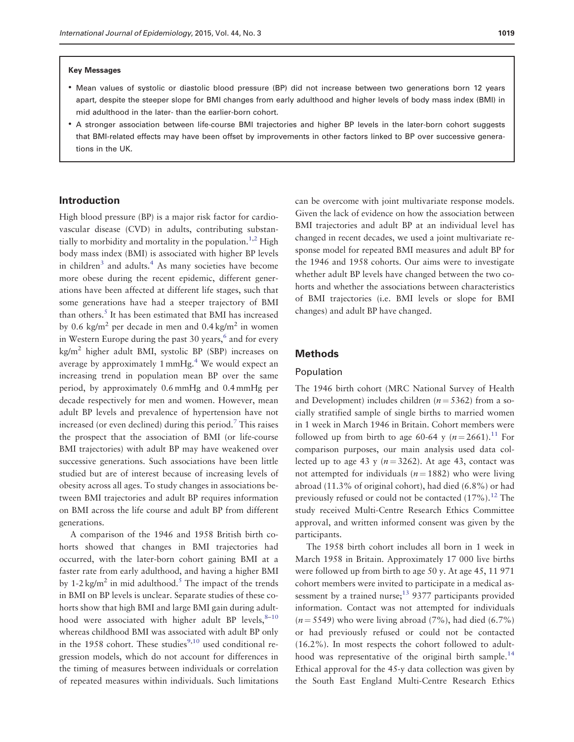**Key Messages**

- Mean values of systolic or diastolic blood pressure (BP) did not increase between two generations born 12 years apart, despite the steeper slope for BMI changes from early adulthood and higher levels of body mass index (BMI) in mid adulthood in the later- than the earlier-born cohort.
- A stronger association between life-course BMI trajectories and higher BP levels in the later-born cohort suggests that BMI-related effects may have been offset by improvements in other factors linked to BP over successive generations in the UK.

## Introduction

High blood pressure (BP) is a major risk factor for cardiovascular disease (CVD) in adults, contributing substantially to morbidity and mortality in the population.[1,2] High body mass index (BMI) is associated with higher BP levels in children[3] and adults.[4] As many societies have become more obese during the recent epidemic, different generations have been affected at different life stages, such that some generations have had a steeper trajectory of BMI than others.[5] It has been estimated that BMI has increased by 0.6 kg/m$^2$ per decade in men and 0.4 kg/m$^2$ in women in Western Europe during the past 30 years,[6] and for every kg/m$^2$ higher adult BMI, systolic BP (SBP) increases on average by approximately 1 mmHg.[4] We would expect an increasing trend in population mean BP over the same period, by approximately 0.6 mmHg and 0.4 mmHg per decade respectively for men and women. However, mean adult BP levels and prevalence of hypertension have not increased (or even declined) during this period.[7] This raises the prospect that the association of BMI (or life-course BMI trajectories) with adult BP may have weakened over successive generations. Such associations have been little studied but are of interest because of increasing levels of obesity across all ages. To study changes in associations between BMI trajectories and adult BP requires information on BMI across the life course and adult BP from different generations.

A comparison of the 1946 and 1958 British birth cohorts showed that changes in BMI trajectories had occurred, with the later-born cohort gaining BMI at a faster rate from early adulthood, and having a higher BMI by 1-2 kg/m$^2$ in mid adulthood.[5] The impact of the trends in BMI on BP levels is unclear. Separate studies of these cohorts show that high BMI and large BMI gain during adulthood were associated with higher adult BP levels,[8–10] whereas childhood BMI was associated with adult BP only in the 1958 cohort. These studies[9,10] used conditional regression models, which do not account for differences in the timing of measures between individuals or correlation of repeated measures within individuals. Such limitations can be overcome with joint multivariate response models. Given the lack of evidence on how the association between BMI trajectories and adult BP at an individual level has changed in recent decades, we used a joint multivariate response model for repeated BMI measures and adult BP for the 1946 and 1958 cohorts. Our aims were to investigate whether adult BP levels have changed between the two cohorts and whether the associations between characteristics of BMI trajectories (i.e. BMI levels or slope for BMI changes) and adult BP have changed.

## Methods

### Population

The 1946 birth cohort (MRC National Survey of Health and Development) includes children ($n = 5362$) from a socially stratified sample of single births to married women in 1 week in March 1946 in Britain. Cohort members were followed up from birth to age 60-64 y ($n = 2661$).[11] For comparison purposes, our main analysis used data collected up to age 43 y ($n = 3262$). At age 43, contact was not attempted for individuals ($n = 1882$) who were living abroad (11.3% of original cohort), had died (6.8%) or had previously refused or could not be contacted (17%).[12] The study received Multi-Centre Research Ethics Committee approval, and written informed consent was given by the participants.

The 1958 birth cohort includes all born in 1 week in March 1958 in Britain. Approximately 17 000 live births were followed up from birth to age 50 y. At age 45, 11 971 cohort members were invited to participate in a medical assessment by a trained nurse;[13] 9377 participants provided information. Contact was not attempted for individuals ($n = 5549$) who were living abroad (7%), had died (6.7%) or had previously refused or could not be contacted (16.2%). In most respects the cohort followed to adulthood was representative of the original birth sample.[14] Ethical approval for the 45-y data collection was given by the South East England Multi-Centre Research Ethics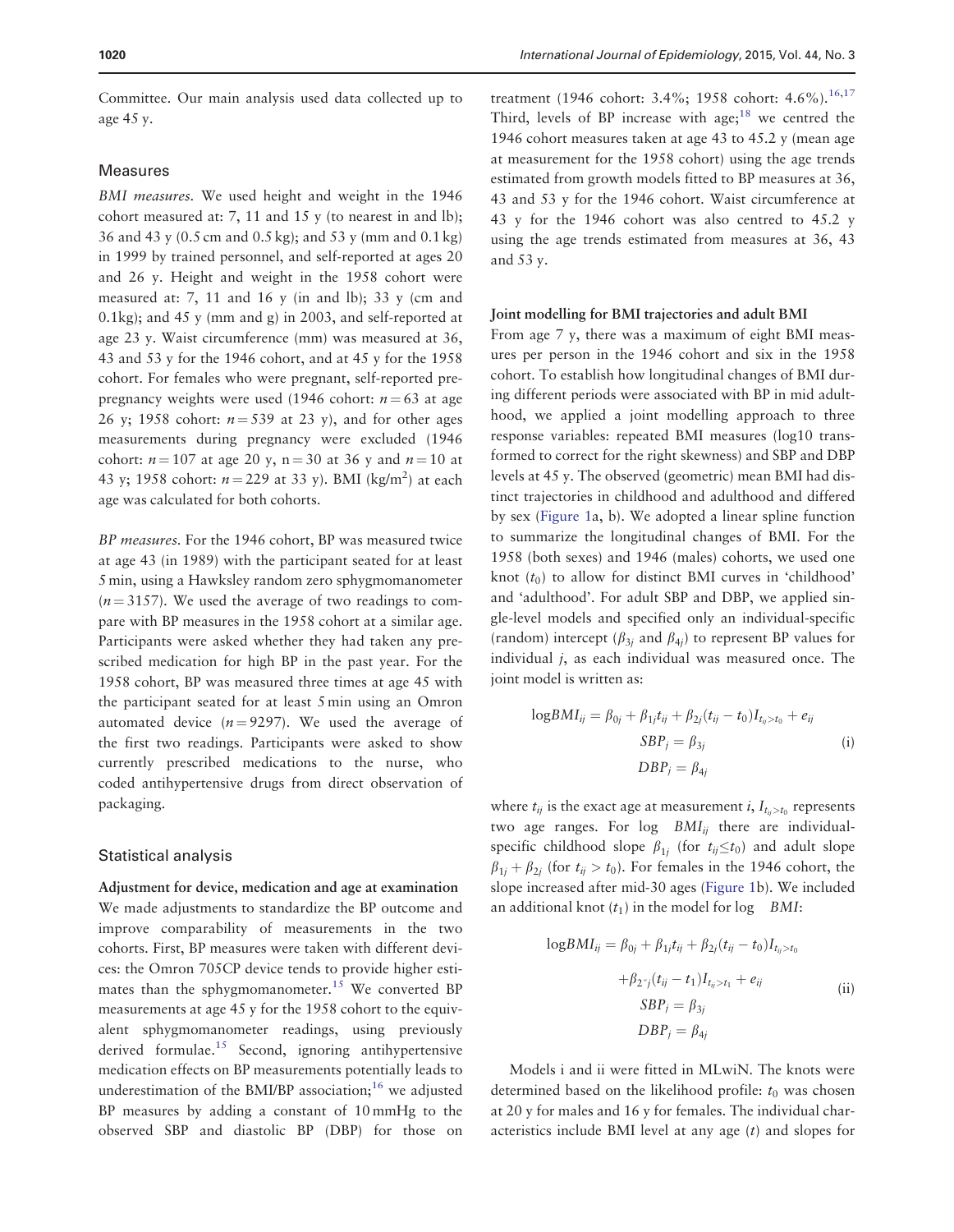Committee. Our main analysis used data collected up to age 45 y.

### Measures

*BMI measures.* We used height and weight in the 1946 cohort measured at: 7, 11 and 15 y (to nearest in and lb); 36 and 43 y (0.5 cm and 0.5 kg); and 53 y (mm and 0.1 kg) in 1999 by trained personnel, and self-reported at ages 20 and 26 y. Height and weight in the 1958 cohort were measured at: 7, 11 and 16 y (in and lb); 33 y (cm and 0.1kg); and 45 y (mm and g) in 2003, and self-reported at age 23 y. Waist circumference (mm) was measured at 36, 43 and 53 y for the 1946 cohort, and at 45 y for the 1958 cohort. For females who were pregnant, self-reported pre-pregnancy weights were used (1946 cohort: $n = 63$ at age 26 y; 1958 cohort: $n = 539$ at 23 y), and for other ages measurements during pregnancy were excluded (1946 cohort: $n = 107$ at age 20 y, $n = 30$ at 36 y and $n = 10$ at 43 y; 1958 cohort: $n = 229$ at 33 y). BMI (kg/m$^2$) at each age was calculated for both cohorts.

*BP measures.* For the 1946 cohort, BP was measured twice at age 43 (in 1989) with the participant seated for at least 5 min, using a Hawksley random zero sphygmomanometer ($n = 3157$). We used the average of two readings to compare with BP measures in the 1958 cohort at a similar age. Participants were asked whether they had taken any prescribed medication for high BP in the past year. For the 1958 cohort, BP was measured three times at age 45 with the participant seated for at least 5 min using an Omron automated device ($n = 9297$). We used the average of the first two readings. Participants were asked to show currently prescribed medications to the nurse, who coded antihypertensive drugs from direct observation of packaging.

### Statistical analysis

**Adjustment for device, medication and age at examination**

We made adjustments to standardize the BP outcome and improve comparability of measurements in the two cohorts. First, BP measures were taken with different devices: the Omron 705CP device tends to provide higher estimates than the sphygmomanometer.[15] We converted BP measurements at age 45 y for the 1958 cohort to the equivalent sphygmomanometer readings, using previously derived formulae.[15] Second, ignoring antihypertensive medication effects on BP measurements potentially leads to underestimation of the BMI/BP association;[16] we adjusted BP measures by adding a constant of 10 mmHg to the observed SBP and diastolic BP (DBP) for those on treatment (1946 cohort: 3.4%; 1958 cohort: 4.6%).[16,17] Third, levels of BP increase with age;[18] we centred the 1946 cohort measures taken at age 43 to 45.2 y (mean age at measurement for the 1958 cohort) using the age trends estimated from growth models fitted to BP measures at 36, 43 and 53 y for the 1946 cohort. Waist circumference at 43 y for the 1946 cohort was also centred to 45.2 y using the age trends estimated from measures at 36, 43 and 53 y.

**Joint modelling for BMI trajectories and adult BMI**

From age 7 y, there was a maximum of eight BMI measures per person in the 1946 cohort and six in the 1958 cohort. To establish how longitudinal changes of BMI during different periods were associated with BP in mid adulthood, we applied a joint modelling approach to three response variables: repeated BMI measures (log10 transformed to correct for the right skewness) and SBP and DBP levels at 45 y. The observed (geometric) mean BMI had distinct trajectories in childhood and adulthood and differed by sex (Figure 1a, b). We adopted a linear spline function to summarize the longitudinal changes of BMI. For the 1958 (both sexes) and 1946 (males) cohorts, we used one knot ($t_0$) to allow for distinct BMI curves in 'childhood' and 'adulthood'. For adult SBP and DBP, we applied single-level models and specified only an individual-specific (random) intercept ($\beta_{3j}$ and $\beta_{4j}$) to represent BP values for individual $j$, as each individual was measured once. The joint model is written as:

$$\begin{aligned} \log BMI_{ij} &= \beta_{0j} + \beta_{1j} t_{ij} + \beta_{2j}(t_{ij} - t_0) I_{t_{ij} > t_0} + e_{ij} \\ SBP_j &= \beta_{3j} \\ DBP_j &= \beta_{4j} \end{aligned} \tag{i}$$

where $t_{ij}$ is the exact age at measurement $i$, $I_{t_{ij} > t_0}$ represents two age ranges. For $\log BMI_{ij}$ there are individual-specific childhood slope $\beta_{1j}$ (for $t_{ij} \leq t_0$) and adult slope $\beta_{1j} + \beta_{2j}$ (for $t_{ij} > t_0$). For females in the 1946 cohort, the slope increased after mid-30 ages (Figure 1b). We included an additional knot ($t_1$) in the model for $\log BMI$:

$$\begin{aligned} \log BMI_{ij} &= \beta_{0j} + \beta_{1j} t_{ij} + \beta_{2j}(t_{ij} - t_0) I_{t_{ij} > t_0} \\ &\quad + \beta_{2^{*}j}(t_{ij} - t_1) I_{t_{ij} > t_1} + e_{ij} \\ SBP_j &= \beta_{3j} \\ DBP_j &= \beta_{4j} \end{aligned} \tag{ii}$$

Models i and ii were fitted in MLwiN. The knots were determined based on the likelihood profile: $t_0$ was chosen at 20 y for males and 16 y for females. The individual characteristics include BMI level at any age ($t$) and slopes for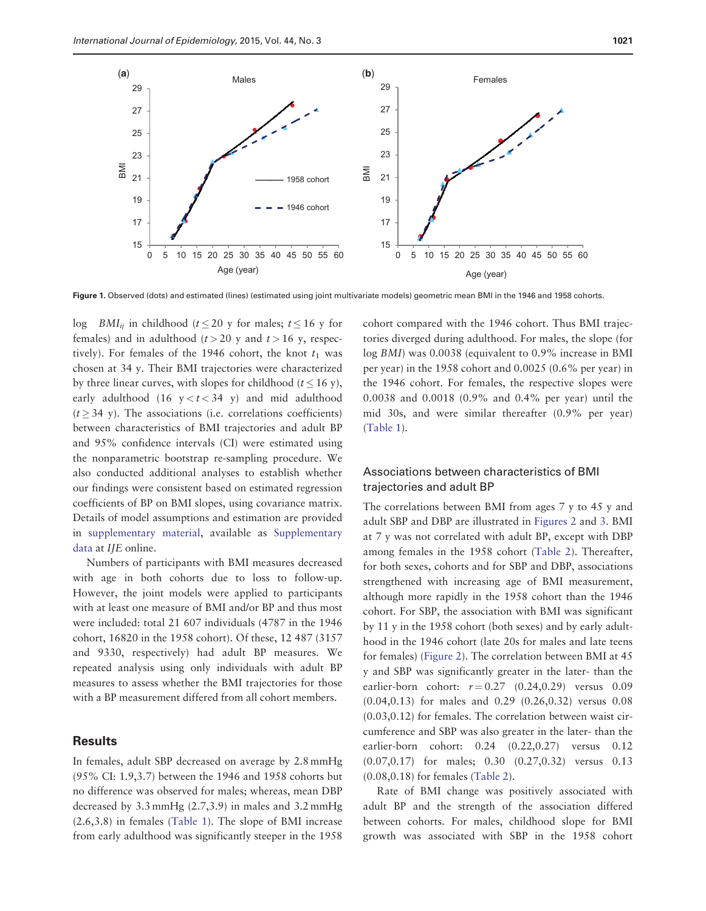Figure 1. Observed (dots) and estimated (lines) (estimated using joint multivariate models) geometric mean BMI in the 1946 and 1958 cohorts.

log $BMI_{ij}$ in childhood ($t \leq 20$ y for males; $t \leq 16$ y for females) and in adulthood ($t > 20$ y and $t > 16$ y, respectively). For females of the 1946 cohort, the knot $t_1$ was chosen at 34 y. Their BMI trajectories were characterized by three linear curves, with slopes for childhood ($t \leq 16$ y), early adulthood (16 y $< t <$ 34 y) and mid adulthood ($t \geq 34$ y). The associations (i.e. correlations coefficients) between characteristics of BMI trajectories and adult BP and 95% confidence intervals (CI) were estimated using the nonparametric bootstrap re-sampling procedure. We also conducted additional analyses to establish whether our findings were consistent based on estimated regression coefficients of BP on BMI slopes, using covariance matrix. Details of model assumptions and estimation are provided in supplementary material, available as Supplementary data at *IJE* online.

Numbers of participants with BMI measures decreased with age in both cohorts due to loss to follow-up. However, the joint models were applied to participants with at least one measure of BMI and/or BP and thus most were included: total 21 607 individuals (4787 in the 1946 cohort, 16820 in the 1958 cohort). Of these, 12 487 (3157 and 9330, respectively) had adult BP measures. We repeated analysis using only individuals with adult BP measures to assess whether the BMI trajectories for those with a BP measurement differed from all cohort members.

## Results

In females, adult SBP decreased on average by 2.8 mmHg (95% CI: 1.9,3.7) between the 1946 and 1958 cohorts but no difference was observed for males; whereas, mean DBP decreased by 3.3 mmHg (2.7,3.9) in males and 3.2 mmHg (2.6,3.8) in females (Table 1). The slope of BMI increase from early adulthood was significantly steeper in the 1958 cohort compared with the 1946 cohort. Thus BMI trajectories diverged during adulthood. For males, the slope (for log *BMI*) was 0.0038 (equivalent to 0.9% increase in BMI per year) in the 1958 cohort and 0.0025 (0.6% per year) in the 1946 cohort. For females, the respective slopes were 0.0038 and 0.0018 (0.9% and 0.4% per year) until the mid 30s, and were similar thereafter (0.9% per year) (Table 1).

### Associations between characteristics of BMI trajectories and adult BP

The correlations between BMI from ages 7 y to 45 y and adult SBP and DBP are illustrated in Figures 2 and 3. BMI at 7 y was not correlated with adult BP, except with DBP among females in the 1958 cohort (Table 2). Thereafter, for both sexes, cohorts and for SBP and DBP, associations strengthened with increasing age of BMI measurement, although more rapidly in the 1958 cohort than the 1946 cohort. For SBP, the association with BMI was significant by 11 y in the 1958 cohort (both sexes) and by early adulthood in the 1946 cohort (late 20s for males and late teens for females) (Figure 2). The correlation between BMI at 45 y and SBP was significantly greater in the later- than the earlier-born cohort: $r = 0.27$ (0.24,0.29) versus 0.09 (0.04,0.13) for males and 0.29 (0.26,0.32) versus 0.08 (0.03,0.12) for females. The correlation between waist circumference and SBP was also greater in the later- than the earlier-born cohort: 0.24 (0.22,0.27) versus 0.12 (0.07,0.17) for males; 0.30 (0.27,0.32) versus 0.13 (0.08,0.18) for females (Table 2).

Rate of BMI change was positively associated with adult BP and the strength of the association differed between cohorts. For males, childhood slope for BMI growth was associated with SBP in the 1958 cohort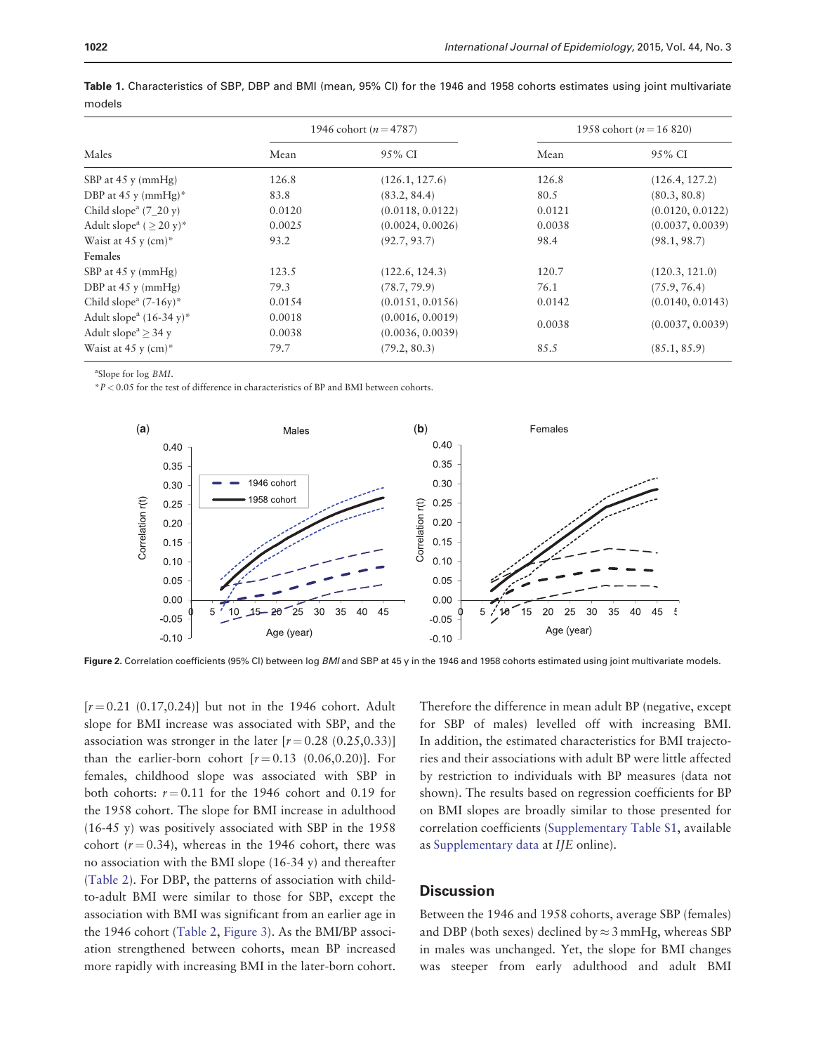**Table 1.** Characteristics of SBP, DBP and BMI (mean, 95% CI) for the 1946 and 1958 cohorts estimates using joint multivariate models

| Males | 1946 cohort ($n = 4787$) | | 1958 cohort ($n = 16\,820$) | |
|---|---|---|---|---|
| | Mean | 95% CI | Mean | 95% CI |
| SBP at 45 y (mmHg) | 126.8 | (126.1, 127.6) | 126.8 | (126.4, 127.2) |
| DBP at 45 y (mmHg)* | 83.8 | (83.2, 84.4) | 80.5 | (80.3, 80.8) |
| Child slope[a] (7_20 y) | 0.0120 | (0.0118, 0.0122) | 0.0121 | (0.0120, 0.0122) |
| Adult slope[a] ($\geq 20$ y)* | 0.0025 | (0.0024, 0.0026) | 0.0038 | (0.0037, 0.0039) |
| Waist at 45 y (cm)* | 93.2 | (92.7, 93.7) | 98.4 | (98.1, 98.7) |
| **Females** | | | | |
| SBP at 45 y (mmHg) | 123.5 | (122.6, 124.3) | 120.7 | (120.3, 121.0) |
| DBP at 45 y (mmHg) | 79.3 | (78.7, 79.9) | 76.1 | (75.9, 76.4) |
| Child slope[a] (7-16y)* | 0.0154 | (0.0151, 0.0156) | 0.0142 | (0.0140, 0.0143) |
| Adult slope[a] (16-34 y)* | 0.0018 | (0.0016, 0.0019) | 0.0038 | (0.0037, 0.0039) |
| Adult slope[a] $\geq 34$ y | 0.0038 | (0.0036, 0.0039) | | |
| Waist at 45 y (cm)* | 79.7 | (79.2, 80.3) | 85.5 | (85.1, 85.9) |

[a]Slope for log *BMI*.

*$P < 0.05$ for the test of difference in characteristics of BP and BMI between cohorts.

**Figure 2.** Correlation coefficients (95% CI) between log *BMI* and SBP at 45 y in the 1946 and 1958 cohorts estimated using joint multivariate models.

[$r = 0.21$ (0.17,0.24)] but not in the 1946 cohort. Adult slope for BMI increase was associated with SBP, and the association was stronger in the later [$r = 0.28$ (0.25,0.33)] than the earlier-born cohort [$r = 0.13$ (0.06,0.20)]. For females, childhood slope was associated with SBP in both cohorts: $r = 0.11$ for the 1946 cohort and 0.19 for the 1958 cohort. The slope for BMI increase in adulthood (16-45 y) was positively associated with SBP in the 1958 cohort ($r = 0.34$), whereas in the 1946 cohort, there was no association with the BMI slope (16-34 y) and thereafter (Table 2). For DBP, the patterns of association with child-to-adult BMI were similar to those for SBP, except the association with BMI was significant from an earlier age in the 1946 cohort (Table 2, Figure 3). As the BMI/BP association strengthened between cohorts, mean BP increased more rapidly with increasing BMI in the later-born cohort. Therefore the difference in mean adult BP (negative, except for SBP of males) levelled off with increasing BMI. In addition, the estimated characteristics for BMI trajectories and their associations with adult BP were little affected by restriction to individuals with BP measures (data not shown). The results based on regression coefficients for BP on BMI slopes are broadly similar to those presented for correlation coefficients (Supplementary Table S1, available as Supplementary data at *IJE* online).

## Discussion

Between the 1946 and 1958 cohorts, average SBP (females) and DBP (both sexes) declined by ≈ 3 mmHg, whereas SBP in males was unchanged. Yet, the slope for BMI changes was steeper from early adulthood and adult BMI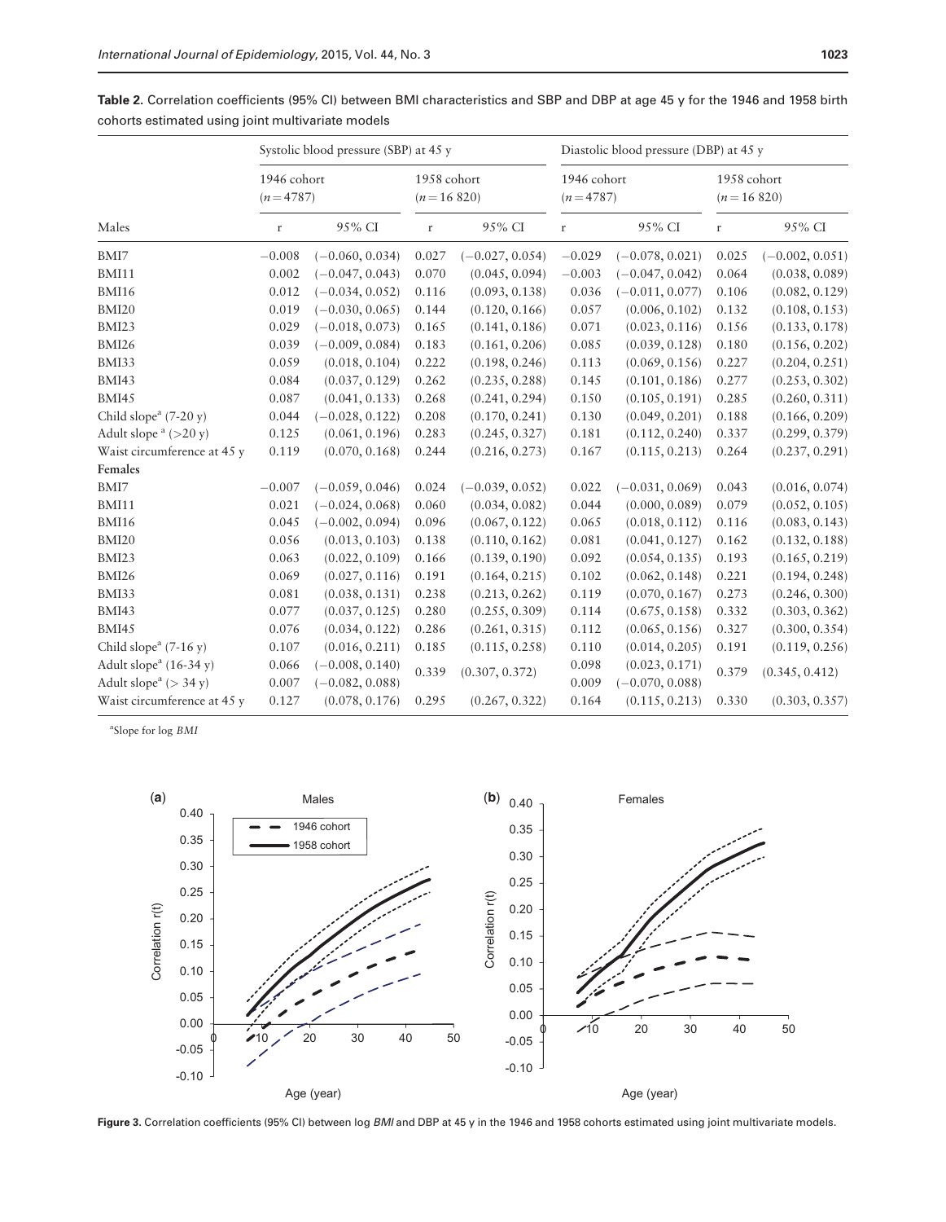**Table 2.** Correlation coefficients (95% CI) between BMI characteristics and SBP and DBP at age 45 y for the 1946 and 1958 birth cohorts estimated using joint multivariate models

| | Systolic blood pressure (SBP) at 45 y | | | | Diastolic blood pressure (DBP) at 45 y | | | |
|---|---|---|---|---|---|---|---|---|
| | 1946 cohort ($n = 4787$) | | 1958 cohort ($n = 16\ 820$) | | 1946 cohort ($n = 4787$) | | 1958 cohort ($n = 16\ 820$) | |
| Males | r | 95% CI | r | 95% CI | r | 95% CI | r | 95% CI |
| BMI7 | −0.008 | (−0.060, 0.034) | 0.027 | (−0.027, 0.054) | −0.029 | (−0.078, 0.021) | 0.025 | (−0.002, 0.051) |
| BMI11 | 0.002 | (−0.047, 0.043) | 0.070 | (0.045, 0.094) | −0.003 | (−0.047, 0.042) | 0.064 | (0.038, 0.089) |
| BMI16 | 0.012 | (−0.034, 0.052) | 0.116 | (0.093, 0.138) | 0.036 | (−0.011, 0.077) | 0.106 | (0.082, 0.129) |
| BMI20 | 0.019 | (−0.030, 0.065) | 0.144 | (0.120, 0.166) | 0.057 | (0.006, 0.102) | 0.132 | (0.108, 0.153) |
| BMI23 | 0.029 | (−0.018, 0.073) | 0.165 | (0.141, 0.186) | 0.071 | (0.023, 0.116) | 0.156 | (0.133, 0.178) |
| BMI26 | 0.039 | (−0.009, 0.084) | 0.183 | (0.161, 0.206) | 0.085 | (0.039, 0.128) | 0.180 | (0.156, 0.202) |
| BMI33 | 0.059 | (0.018, 0.104) | 0.222 | (0.198, 0.246) | 0.113 | (0.069, 0.156) | 0.227 | (0.204, 0.251) |
| BMI43 | 0.084 | (0.037, 0.129) | 0.262 | (0.235, 0.288) | 0.145 | (0.101, 0.186) | 0.277 | (0.253, 0.302) |
| BMI45 | 0.087 | (0.041, 0.133) | 0.268 | (0.241, 0.294) | 0.150 | (0.105, 0.191) | 0.285 | (0.260, 0.311) |
| Child slope[a] (7-20 y) | 0.044 | (−0.028, 0.122) | 0.208 | (0.170, 0.241) | 0.130 | (0.049, 0.201) | 0.188 | (0.166, 0.209) |
| Adult slope[a] (>20 y) | 0.125 | (0.061, 0.196) | 0.283 | (0.245, 0.327) | 0.181 | (0.112, 0.240) | 0.337 | (0.299, 0.379) |
| Waist circumference at 45 y | 0.119 | (0.070, 0.168) | 0.244 | (0.216, 0.273) | 0.167 | (0.115, 0.213) | 0.264 | (0.237, 0.291) |
| **Females** | | | | | | | | |
| BMI7 | −0.007 | (−0.059, 0.046) | 0.024 | (−0.039, 0.052) | 0.022 | (−0.031, 0.069) | 0.043 | (0.016, 0.074) |
| BMI11 | 0.021 | (−0.024, 0.068) | 0.060 | (0.034, 0.082) | 0.044 | (0.000, 0.089) | 0.079 | (0.052, 0.105) |
| BMI16 | 0.045 | (−0.002, 0.094) | 0.096 | (0.067, 0.122) | 0.065 | (0.018, 0.112) | 0.116 | (0.083, 0.143) |
| BMI20 | 0.056 | (0.013, 0.103) | 0.138 | (0.110, 0.162) | 0.081 | (0.041, 0.127) | 0.162 | (0.132, 0.188) |
| BMI23 | 0.063 | (0.022, 0.109) | 0.166 | (0.139, 0.190) | 0.092 | (0.054, 0.135) | 0.193 | (0.165, 0.219) |
| BMI26 | 0.069 | (0.027, 0.116) | 0.191 | (0.164, 0.215) | 0.102 | (0.062, 0.148) | 0.221 | (0.194, 0.248) |
| BMI33 | 0.081 | (0.038, 0.131) | 0.238 | (0.213, 0.262) | 0.119 | (0.070, 0.167) | 0.273 | (0.246, 0.300) |
| BMI43 | 0.077 | (0.037, 0.125) | 0.280 | (0.255, 0.309) | 0.114 | (0.675, 0.158) | 0.332 | (0.303, 0.362) |
| BMI45 | 0.076 | (0.034, 0.122) | 0.286 | (0.261, 0.315) | 0.112 | (0.065, 0.156) | 0.327 | (0.300, 0.354) |
| Child slope[a] (7-16 y) | 0.107 | (0.016, 0.211) | 0.185 | (0.115, 0.258) | 0.110 | (0.014, 0.205) | 0.191 | (0.119, 0.256) |
| Adult slope[a] (16-34 y) | 0.066 | (−0.008, 0.140) | 0.339 | (0.307, 0.372) | 0.098 | (0.023, 0.171) | 0.379 | (0.345, 0.412) |
| Adult slope[a] (> 34 y) | 0.007 | (−0.082, 0.088) | | | 0.009 | (−0.070, 0.088) | | |
| Waist circumference at 45 y | 0.127 | (0.078, 0.176) | 0.295 | (0.267, 0.322) | 0.164 | (0.115, 0.213) | 0.330 | (0.303, 0.357) |

[a]Slope for log *BMI*

**Figure 3.** Correlation coefficients (95% CI) between log *BMI* and DBP at 45 y in the 1946 and 1958 cohorts estimated using joint multivariate models.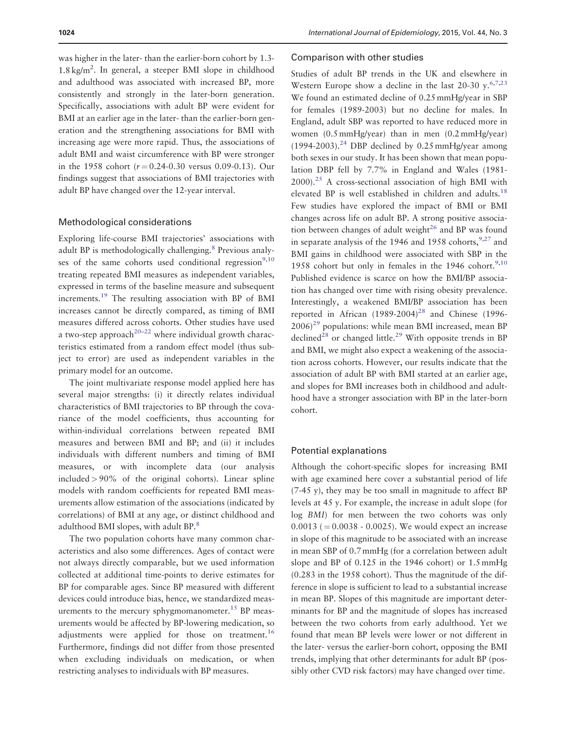was higher in the later- than the earlier-born cohort by 1.3-1.8 kg/m$^2$. In general, a steeper BMI slope in childhood and adulthood was associated with increased BP, more consistently and strongly in the later-born generation. Specifically, associations with adult BP were evident for BMI at an earlier age in the later- than the earlier-born generation and the strengthening associations for BMI with increasing age were more rapid. Thus, the associations of adult BMI and waist circumference with BP were stronger in the 1958 cohort ($r = 0.24$-$0.30$ versus 0.09-0.13). Our findings suggest that associations of BMI trajectories with adult BP have changed over the 12-year interval.

### Methodological considerations

Exploring life-course BMI trajectories' associations with adult BP is methodologically challenging.[8] Previous analyses of the same cohorts used conditional regression[9,10] treating repeated BMI measures as independent variables, expressed in terms of the baseline measure and subsequent increments.[19] The resulting association with BP of BMI increases cannot be directly compared, as timing of BMI measures differed across cohorts. Other studies have used a two-step approach[20–22] where individual growth characteristics estimated from a random effect model (thus subject to error) are used as independent variables in the primary model for an outcome.

The joint multivariate response model applied here has several major strengths: (i) it directly relates individual characteristics of BMI trajectories to BP through the covariance of the model coefficients, thus accounting for within-individual correlations between repeated BMI measures and between BMI and BP; and (ii) it includes individuals with different numbers and timing of BMI measures, or with incomplete data (our analysis included > 90% of the original cohorts). Linear spline models with random coefficients for repeated BMI measurements allow estimation of the associations (indicated by correlations) of BMI at any age, or distinct childhood and adulthood BMI slopes, with adult BP.[8]

The two population cohorts have many common characteristics and also some differences. Ages of contact were not always directly comparable, but we used information collected at additional time-points to derive estimates for BP for comparable ages. Since BP measured with different devices could introduce bias, hence, we standardized measurements to the mercury sphygmomanometer.[15] BP measurements would be affected by BP-lowering medication, so adjustments were applied for those on treatment.[16] Furthermore, findings did not differ from those presented when excluding individuals on medication, or when restricting analyses to individuals with BP measures.

### Comparison with other studies

Studies of adult BP trends in the UK and elsewhere in Western Europe show a decline in the last 20-30 y.[6,7,23] We found an estimated decline of 0.25 mmHg/year in SBP for females (1989-2003) but no decline for males. In England, adult SBP was reported to have reduced more in women (0.5 mmHg/year) than in men (0.2 mmHg/year) (1994-2003).[24] DBP declined by 0.25 mmHg/year among both sexes in our study. It has been shown that mean population DBP fell by 7.7% in England and Wales (1981-2000).[25] A cross-sectional association of high BMI with elevated BP is well established in children and adults.[18] Few studies have explored the impact of BMI or BMI changes across life on adult BP. A strong positive association between changes of adult weight[26] and BP was found in separate analysis of the 1946 and 1958 cohorts,[9,27] and BMI gains in childhood were associated with SBP in the 1958 cohort but only in females in the 1946 cohort.[9,10] Published evidence is scarce on how the BMI/BP association has changed over time with rising obesity prevalence. Interestingly, a weakened BMI/BP association has been reported in African (1989-2004)[28] and Chinese (1996-2006)[29] populations: while mean BMI increased, mean BP declined[28] or changed little.[29] With opposite trends in BP and BMI, we might also expect a weakening of the association across cohorts. However, our results indicate that the association of adult BP with BMI started at an earlier age, and slopes for BMI increases both in childhood and adulthood have a stronger association with BP in the later-born cohort.

### Potential explanations

Although the cohort-specific slopes for increasing BMI with age examined here cover a substantial period of life (7-45 y), they may be too small in magnitude to affect BP levels at 45 y. For example, the increase in adult slope (for log *BMI*) for men between the two cohorts was only 0.0013 ( = 0.0038 - 0.0025). We would expect an increase in slope of this magnitude to be associated with an increase in mean SBP of 0.7 mmHg (for a correlation between adult slope and BP of 0.125 in the 1946 cohort) or 1.5 mmHg (0.283 in the 1958 cohort). Thus the magnitude of the difference in slope is sufficient to lead to a substantial increase in mean BP. Slopes of this magnitude are important determinants for BP and the magnitude of slopes has increased between the two cohorts from early adulthood. Yet we found that mean BP levels were lower or not different in the later- versus the earlier-born cohort, opposing the BMI trends, implying that other determinants for adult BP (possibly other CVD risk factors) may have changed over time.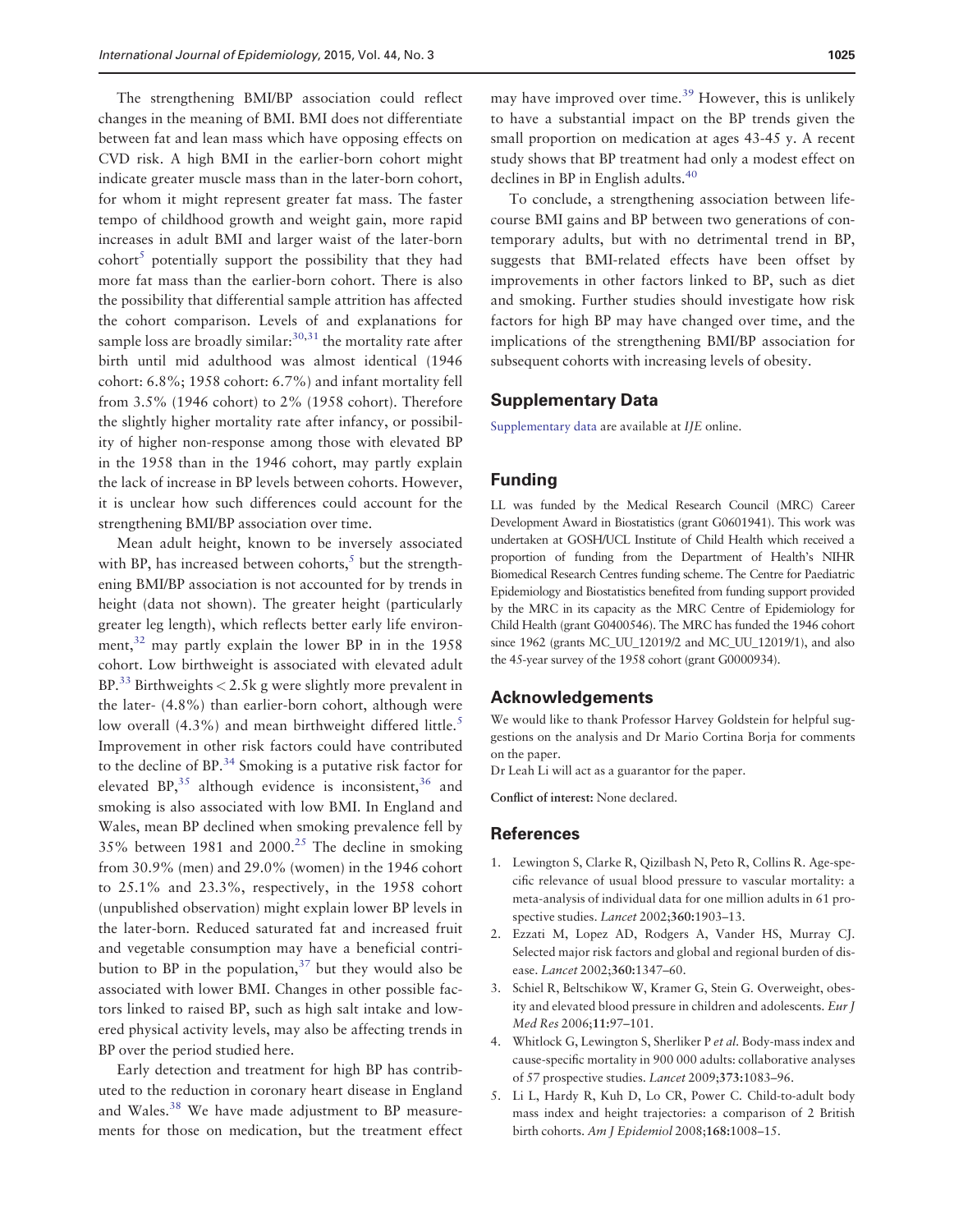The strengthening BMI/BP association could reflect changes in the meaning of BMI. BMI does not differentiate between fat and lean mass which have opposing effects on CVD risk. A high BMI in the earlier-born cohort might indicate greater muscle mass than in the later-born cohort, for whom it might represent greater fat mass. The faster tempo of childhood growth and weight gain, more rapid increases in adult BMI and larger waist of the later-born cohort[5] potentially support the possibility that they had more fat mass than the earlier-born cohort. There is also the possibility that differential sample attrition has affected the cohort comparison. Levels of and explanations for sample loss are broadly similar:[30,31] the mortality rate after birth until mid adulthood was almost identical (1946 cohort: 6.8%; 1958 cohort: 6.7%) and infant mortality fell from 3.5% (1946 cohort) to 2% (1958 cohort). Therefore the slightly higher mortality rate after infancy, or possibility of higher non-response among those with elevated BP in the 1958 than in the 1946 cohort, may partly explain the lack of increase in BP levels between cohorts. However, it is unclear how such differences could account for the strengthening BMI/BP association over time.

Mean adult height, known to be inversely associated with BP, has increased between cohorts,[5] but the strengthening BMI/BP association is not accounted for by trends in height (data not shown). The greater height (particularly greater leg length), which reflects better early life environment,[32] may partly explain the lower BP in in the 1958 cohort. Low birthweight is associated with elevated adult BP.[33] Birthweights < 2.5k g were slightly more prevalent in the later- (4.8%) than earlier-born cohort, although were low overall (4.3%) and mean birthweight differed little.[5] Improvement in other risk factors could have contributed to the decline of BP.[34] Smoking is a putative risk factor for elevated BP,[35] although evidence is inconsistent,[36] and smoking is also associated with low BMI. In England and Wales, mean BP declined when smoking prevalence fell by 35% between 1981 and 2000.[25] The decline in smoking from 30.9% (men) and 29.0% (women) in the 1946 cohort to 25.1% and 23.3%, respectively, in the 1958 cohort (unpublished observation) might explain lower BP levels in the later-born. Reduced saturated fat and increased fruit and vegetable consumption may have a beneficial contribution to BP in the population,[37] but they would also be associated with lower BMI. Changes in other possible factors linked to raised BP, such as high salt intake and lowered physical activity levels, may also be affecting trends in BP over the period studied here.

Early detection and treatment for high BP has contributed to the reduction in coronary heart disease in England and Wales.[38] We have made adjustment to BP measurements for those on medication, but the treatment effect may have improved over time.[39] However, this is unlikely to have a substantial impact on the BP trends given the small proportion on medication at ages 43-45 y. A recent study shows that BP treatment had only a modest effect on declines in BP in English adults.[40]

To conclude, a strengthening association between lifecourse BMI gains and BP between two generations of contemporary adults, but with no detrimental trend in BP, suggests that BMI-related effects have been offset by improvements in other factors linked to BP, such as diet and smoking. Further studies should investigate how risk factors for high BP may have changed over time, and the implications of the strengthening BMI/BP association for subsequent cohorts with increasing levels of obesity.

## Supplementary Data

Supplementary data are available at *IJE* online.

## Funding

LL was funded by the Medical Research Council (MRC) Career Development Award in Biostatistics (grant G0601941). This work was undertaken at GOSH/UCL Institute of Child Health which received a proportion of funding from the Department of Health's NIHR Biomedical Research Centres funding scheme. The Centre for Paediatric Epidemiology and Biostatistics benefited from funding support provided by the MRC in its capacity as the MRC Centre of Epidemiology for Child Health (grant G0400546). The MRC has funded the 1946 cohort since 1962 (grants MC_UU_12019/2 and MC_UU_12019/1), and also the 45-year survey of the 1958 cohort (grant G0000934).

## Acknowledgements

We would like to thank Professor Harvey Goldstein for helpful suggestions on the analysis and Dr Mario Cortina Borja for comments on the paper.

Dr Leah Li will act as a guarantor for the paper.

**Conflict of interest:** None declared.

## References

1. Lewington S, Clarke R, Qizilbash N, Peto R, Collins R. Age-specific relevance of usual blood pressure to vascular mortality: a meta-analysis of individual data for one million adults in 61 prospective studies. *Lancet* 2002;**360**:1903–13.
2. Ezzati M, Lopez AD, Rodgers A, Vander HS, Murray CJ. Selected major risk factors and global and regional burden of disease. *Lancet* 2002;**360**:1347–60.
3. Schiel R, Beltschikow W, Kramer G, Stein G. Overweight, obesity and elevated blood pressure in children and adolescents. *Eur J Med Res* 2006;**11**:97–101.
4. Whitlock G, Lewington S, Sherliker P *et al*. Body-mass index and cause-specific mortality in 900 000 adults: collaborative analyses of 57 prospective studies. *Lancet* 2009;**373**:1083–96.
5. Li L, Hardy R, Kuh D, Lo CR, Power C. Child-to-adult body mass index and height trajectories: a comparison of 2 British birth cohorts. *Am J Epidemiol* 2008;**168**:1008–15.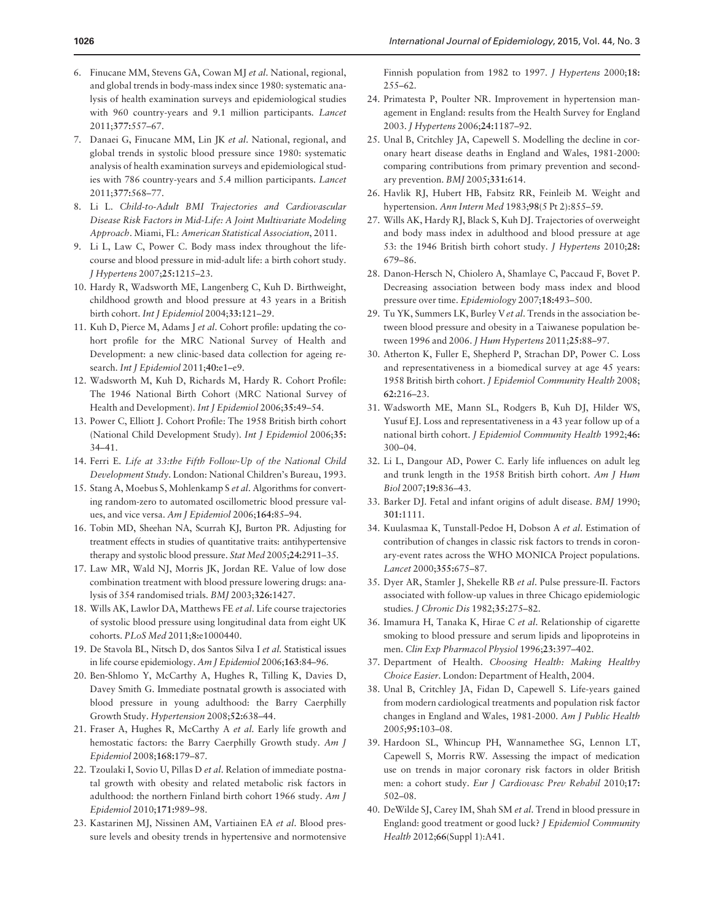6. Finucane MM, Stevens GA, Cowan MJ *et al*. National, regional, and global trends in body-mass index since 1980: systematic analysis of health examination surveys and epidemiological studies with 960 country-years and 9.1 million participants. *Lancet* 2011;**377**:557–67.
7. Danaei G, Finucane MM, Lin JK *et al*. National, regional, and global trends in systolic blood pressure since 1980: systematic analysis of health examination surveys and epidemiological studies with 786 country-years and 5.4 million participants. *Lancet* 2011;**377**:568–77.
8. Li L. *Child-to-Adult BMI Trajectories and Cardiovascular Disease Risk Factors in Mid-Life: A Joint Multivariate Modeling Approach*. Miami, FL: *American Statistical Association*, 2011.
9. Li L, Law C, Power C. Body mass index throughout the life-course and blood pressure in mid-adult life: a birth cohort study. *J Hypertens* 2007;**25**:1215–23.
10. Hardy R, Wadsworth ME, Langenberg C, Kuh D. Birthweight, childhood growth and blood pressure at 43 years in a British birth cohort. *Int J Epidemiol* 2004;**33**:121–29.
11. Kuh D, Pierce M, Adams J *et al*. Cohort profile: updating the cohort profile for the MRC National Survey of Health and Development: a new clinic-based data collection for ageing research. *Int J Epidemiol* 2011;**40**:e1–e9.
12. Wadsworth M, Kuh D, Richards M, Hardy R. Cohort Profile: The 1946 National Birth Cohort (MRC National Survey of Health and Development). *Int J Epidemiol* 2006;**35**:49–54.
13. Power C, Elliott J. Cohort Profile: The 1958 British birth cohort (National Child Development Study). *Int J Epidemiol* 2006;**35**: 34–41.
14. Ferri E. *Life at 33:the Fifth Follow-Up of the National Child Development Study*. London: National Children's Bureau, 1993.
15. Stang A, Moebus S, Mohlenkamp S *et al*. Algorithms for converting random-zero to automated oscillometric blood pressure values, and vice versa. *Am J Epidemiol* 2006;**164**:85–94.
16. Tobin MD, Sheehan NA, Scurrah KJ, Burton PR. Adjusting for treatment effects in studies of quantitative traits: antihypertensive therapy and systolic blood pressure. *Stat Med* 2005;**24**:2911–35.
17. Law MR, Wald NJ, Morris JK, Jordan RE. Value of low dose combination treatment with blood pressure lowering drugs: analysis of 354 randomised trials. *BMJ* 2003;**326**:1427.
18. Wills AK, Lawlor DA, Matthews FE *et al*. Life course trajectories of systolic blood pressure using longitudinal data from eight UK cohorts. *PLoS Med* 2011;**8**:e1000440.
19. De Stavola BL, Nitsch D, dos Santos Silva I *et al*. Statistical issues in life course epidemiology. *Am J Epidemiol* 2006;**163**:84–96.
20. Ben-Shlomo Y, McCarthy A, Hughes R, Tilling K, Davies D, Davey Smith G. Immediate postnatal growth is associated with blood pressure in young adulthood: the Barry Caerphilly Growth Study. *Hypertension* 2008;**52**:638–44.
21. Fraser A, Hughes R, McCarthy A *et al*. Early life growth and hemostatic factors: the Barry Caerphilly Growth study. *Am J Epidemiol* 2008;**168**:179–87.
22. Tzoulaki I, Sovio U, Pillas D *et al*. Relation of immediate postnatal growth with obesity and related metabolic risk factors in adulthood: the northern Finland birth cohort 1966 study. *Am J Epidemiol* 2010;**171**:989–98.
23. Kastarinen MJ, Nissinen AM, Vartiainen EA *et al*. Blood pressure levels and obesity trends in hypertensive and normotensive Finnish population from 1982 to 1997. *J Hypertens* 2000;**18**: 255–62.
24. Primatesta P, Poulter NR. Improvement in hypertension management in England: results from the Health Survey for England 2003. *J Hypertens* 2006;**24**:1187–92.
25. Unal B, Critchley JA, Capewell S. Modelling the decline in coronary heart disease deaths in England and Wales, 1981-2000: comparing contributions from primary prevention and secondary prevention. *BMJ* 2005;**331**:614.
26. Havlik RJ, Hubert HB, Fabsitz RR, Feinleib M. Weight and hypertension. *Ann Intern Med* 1983;**98**(5 Pt 2):855–59.
27. Wills AK, Hardy RJ, Black S, Kuh DJ. Trajectories of overweight and body mass index in adulthood and blood pressure at age 53: the 1946 British birth cohort study. *J Hypertens* 2010;**28**: 679–86.
28. Danon-Hersch N, Chiolero A, Shamlaye C, Paccaud F, Bovet P. Decreasing association between body mass index and blood pressure over time. *Epidemiology* 2007;**18**:493–500.
29. Tu YK, Summers LK, Burley V *et al*. Trends in the association between blood pressure and obesity in a Taiwanese population between 1996 and 2006. *J Hum Hypertens* 2011;**25**:88–97.
30. Atherton K, Fuller E, Shepherd P, Strachan DP, Power C. Loss and representativeness in a biomedical survey at age 45 years: 1958 British birth cohort. *J Epidemiol Community Health* 2008; **62**:216–23.
31. Wadsworth ME, Mann SL, Rodgers B, Kuh DJ, Hilder WS, Yusuf EJ. Loss and representativeness in a 43 year follow up of a national birth cohort. *J Epidemiol Community Health* 1992;**46**: 300–04.
32. Li L, Dangour AD, Power C. Early life influences on adult leg and trunk length in the 1958 British birth cohort. *Am J Hum Biol* 2007;**19**:836–43.
33. Barker DJ. Fetal and infant origins of adult disease. *BMJ* 1990; **301**:1111.
34. Kuulasmaa K, Tunstall-Pedoe H, Dobson A *et al*. Estimation of contribution of changes in classic risk factors to trends in coronary-event rates across the WHO MONICA Project populations. *Lancet* 2000;**355**:675–87.
35. Dyer AR, Stamler J, Shekelle RB *et al*. Pulse pressure-II. Factors associated with follow-up values in three Chicago epidemiologic studies. *J Chronic Dis* 1982;**35**:275–82.
36. Imamura H, Tanaka K, Hirae C *et al*. Relationship of cigarette smoking to blood pressure and serum lipids and lipoproteins in men. *Clin Exp Pharmacol Physiol* 1996;**23**:397–402.
37. Department of Health. *Choosing Health: Making Healthy Choice Easier*. London: Department of Health, 2004.
38. Unal B, Critchley JA, Fidan D, Capewell S. Life-years gained from modern cardiological treatments and population risk factor changes in England and Wales, 1981-2000. *Am J Public Health* 2005;**95**:103–08.
39. Hardoon SL, Whincup PH, Wannamethee SG, Lennon LT, Capewell S, Morris RW. Assessing the impact of medication use on trends in major coronary risk factors in older British men: a cohort study. *Eur J Cardiovasc Prev Rehabil* 2010;**17**: 502–08.
40. DeWilde SJ, Carey IM, Shah SM *et al*. Trend in blood pressure in England: good treatment or good luck? *J Epidemiol Community Health* 2012;**66**(Suppl 1):A41.